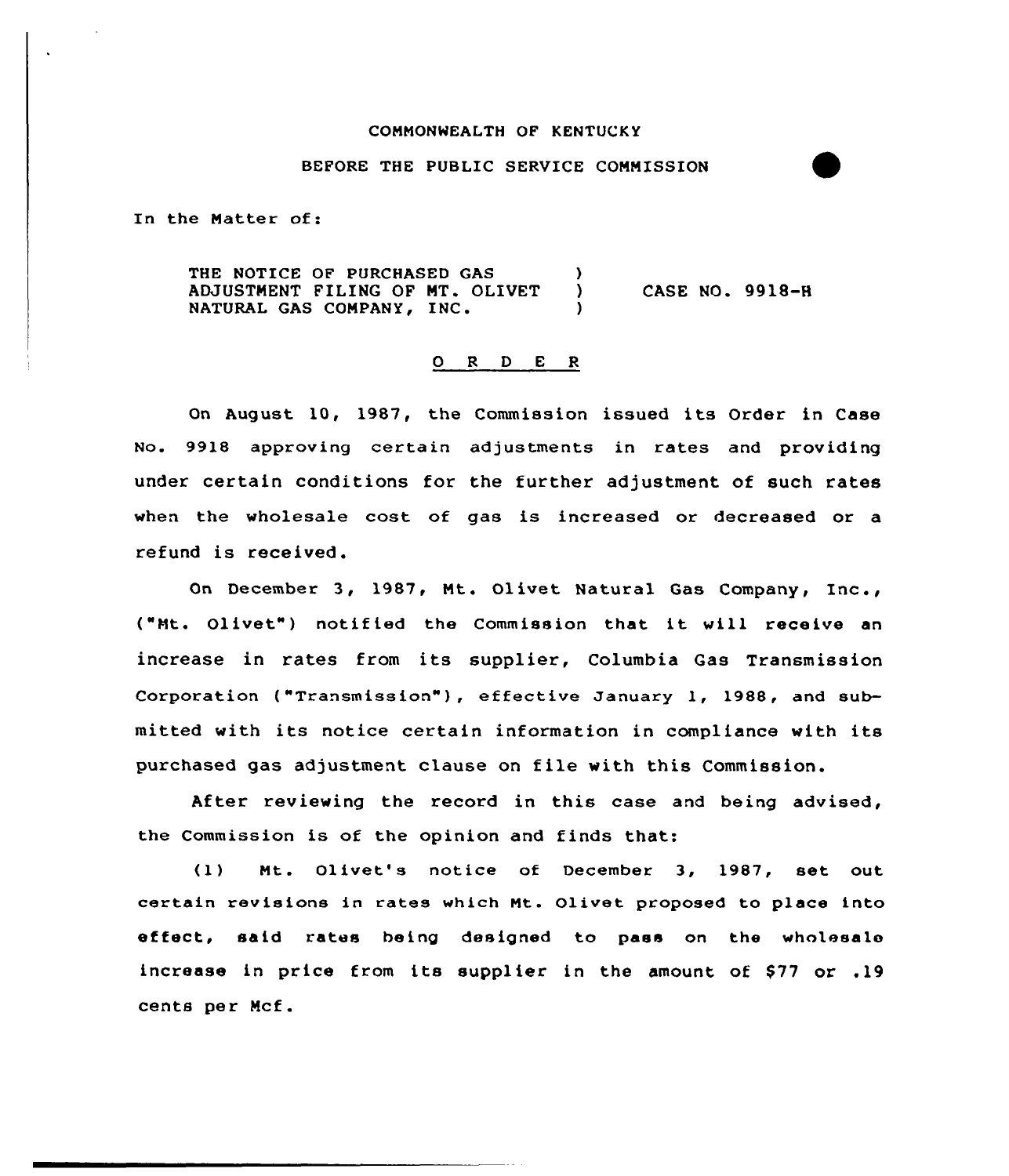COMMONWEALTH OF KENTUCKY

BEFORE THE PUBLIC SERVICE COMMISSION

In the Matter of:

| | | |
|---|---|---|
| THE NOTICE OF PURCHASED GAS ADJUSTMENT FILING OF MT. OLIVET NATURAL GAS COMPANY, INC. | ) ) ) | CASE NO. 9918-H |

O R D E R

On August 10, 1987, the Commission issued its Order in Case No. 9918 approving certain adjustments in rates and providing under certain conditions for the further adjustment of such rates when the wholesale cost of gas is increased or decreased or a refund is received.

On December 3, 1987, Mt. Olivet Natural Gas Company, Inc., ("Mt. Olivet") notified the Commission that it will receive an increase in rates from its supplier, Columbia Gas Transmission Corporation ("Transmission"), effective January 1, 1988, and submitted with its notice certain information in compliance with its purchased gas adjustment clause on file with this Commission.

After reviewing the record in this case and being advised, the Commission is of the opinion and finds that:

(1) Mt. Olivet's notice of December 3, 1987, set out certain revisions in rates which Mt. Olivet proposed to place into effect, said rates being designed to pass on the wholesale increase in price from its supplier in the amount of $77 or .19 cents per Mcf.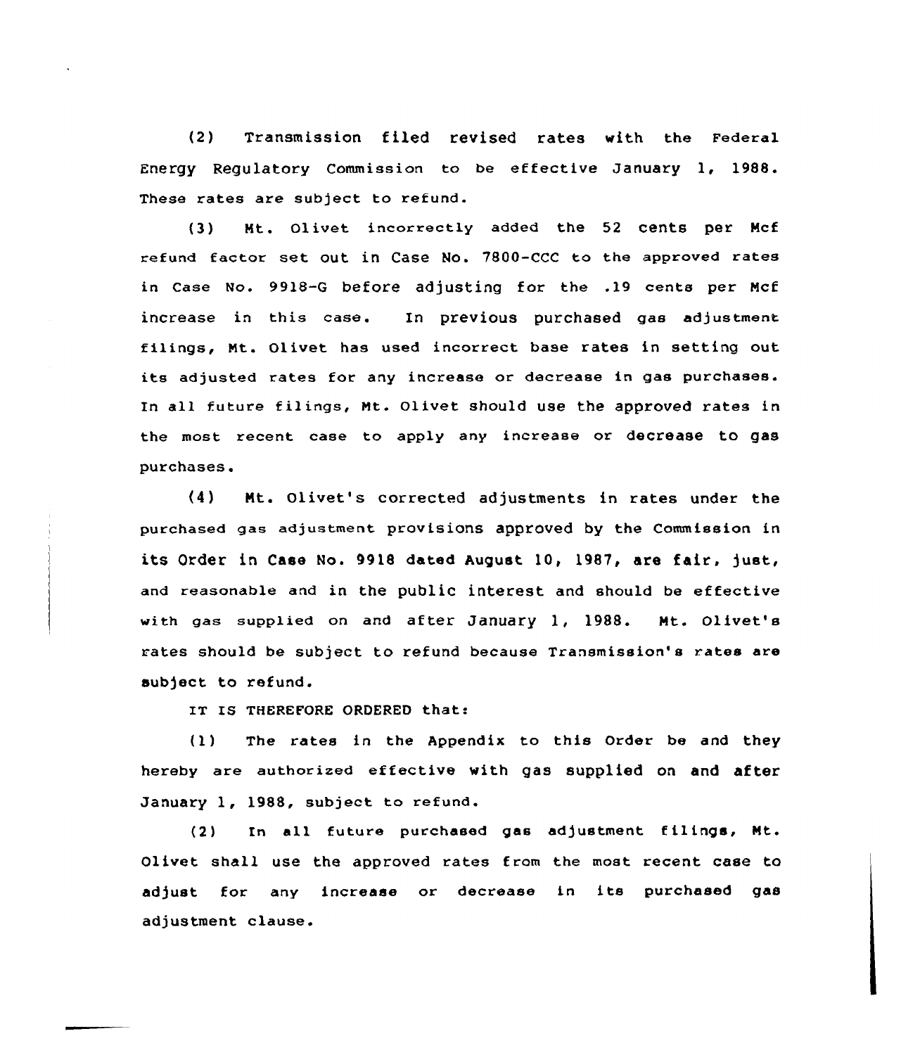(2) Transmission filed revised rates with the Federal Energy Regulatory Commission to be effective January 1, 1988. These rates are subject to refund.

(3) Mt. Olivet incorrectly added the 52 cents per Mcf refund factor set out in Case No. 7800-CCC to the approved rates in Case No. 9918-G before adjusting for the .19 cents per Mcf increase in this case. In previous purchased gas adjustment filings, Mt. Olivet has used incorrect base rates in setting out its adjusted rates for any increase or decrease in gas purchases. In all future filings, Mt. Olivet should use the approved rates in the most recent case to apply any increase or decrease to gas purchases.

(4) Mt. Olivet's corrected adjustments in rates under the purchased gas adjustment provisions approved by the Commission in its Order in Case No. 9918 dated August 10, 1987, are fair, just, and reasonable and in the public interest and should be effective with gas supplied on and after January 1, 1988. Mt. Olivet's rates should be subject to refund because Transmission's rates are subject to refund.

IT IS THEREFORE ORDERED that:

(1) The rates in the Appendix to this Order be and they hereby are authorized effective with gas supplied on and after January 1, 1988, subject to refund.

(2) In all future purchased gas adjustment filings, Mt. Olivet shall use the approved rates from the most recent case to adjust for any increase or decrease in its purchased gas adjustment clause.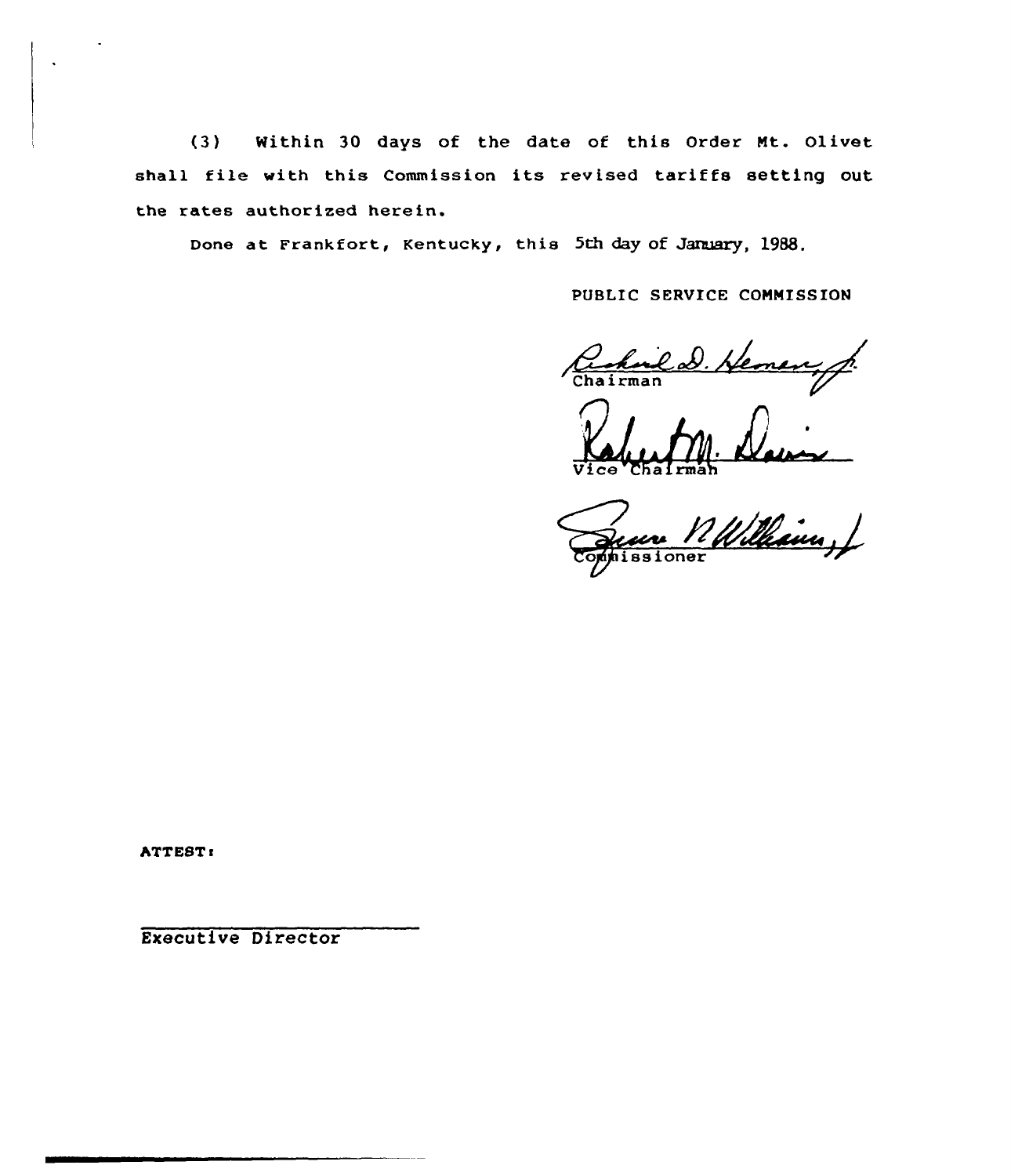(3) Within 30 days of the date of this Order Mt. Olivet shall file with this Commission its revised tariffs setting out the rates authorized herein.

Done at Frankfort, Kentucky, this 5th day of January, 1988.

PUBLIC SERVICE COMMISSION

Chairman

Vice Chairman

Commissioner

ATTEST:

Executive Director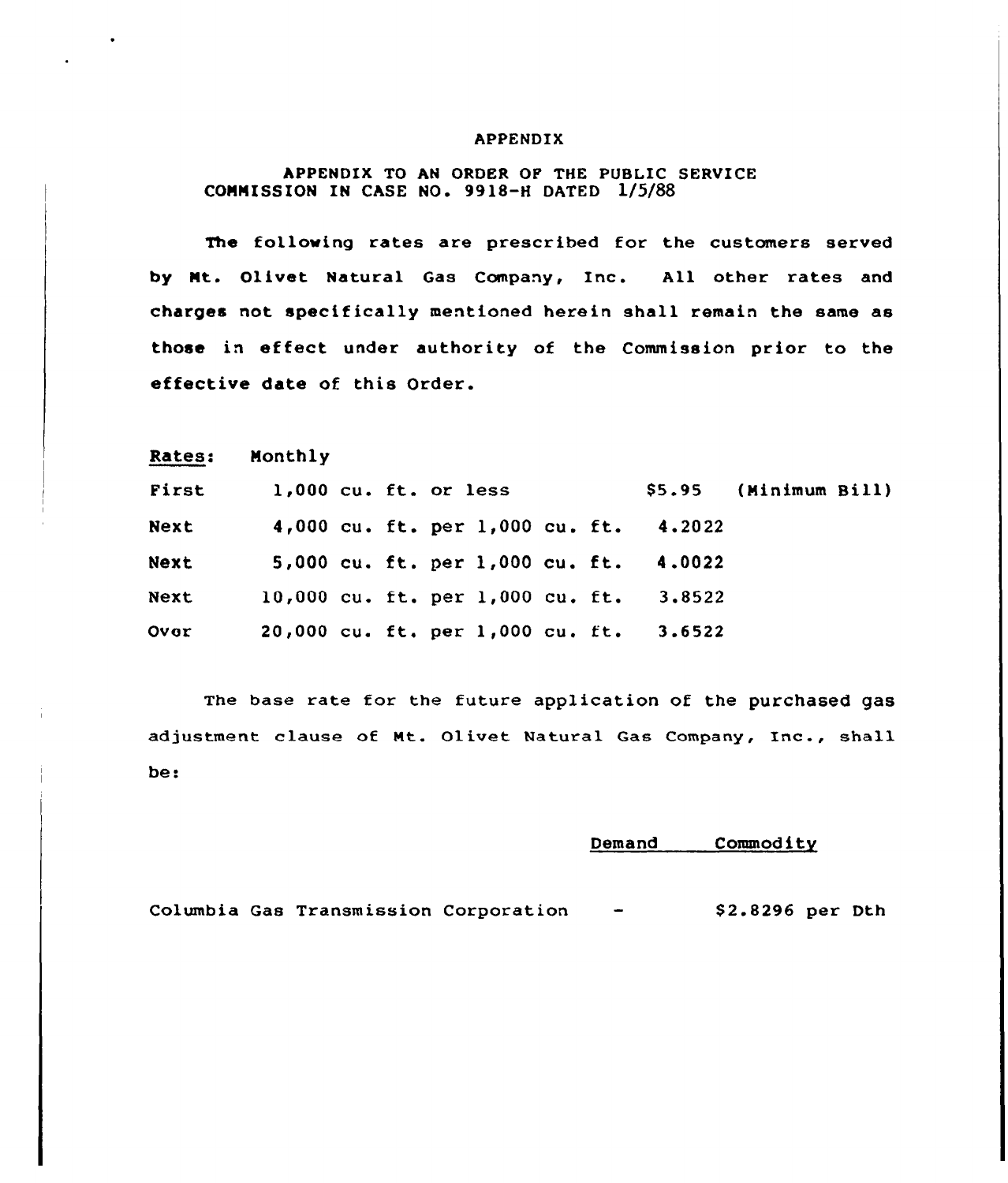# APPENDIX

## APPENDIX TO AN ORDER OF THE PUBLIC SERVICE COMMISSION IN CASE NO. 9918-H DATED 1/5/88

The following rates are prescribed for the customers served by Mt. Olivet Natural Gas Company, Inc. All other rates and charges not specifically mentioned herein shall remain the same as those in effect under authority of the Commission prior to the effective date of this Order.

Rates: Monthly

| | | | |
|---|---|---|---|
| First | 1,000 cu. ft. or less | $5.95 | (Minimum Bill) |
| Next | 4,000 cu. ft. per 1,000 cu. ft. | 4.2022 | |
| Next | 5,000 cu. ft. per 1,000 cu. ft. | 4.0022 | |
| Next | 10,000 cu. ft. per 1,000 cu. ft. | 3.8522 | |
| Over | 20,000 cu. ft. per 1,000 cu. ft. | 3.6522 | |

The base rate for the future application of the purchased gas adjustment clause of Mt. Olivet Natural Gas Company, Inc., shall be:

| | Demand | Commodity |
|---|---|---|
| Columbia Gas Transmission Corporation | - | $2.8296 per Dth |